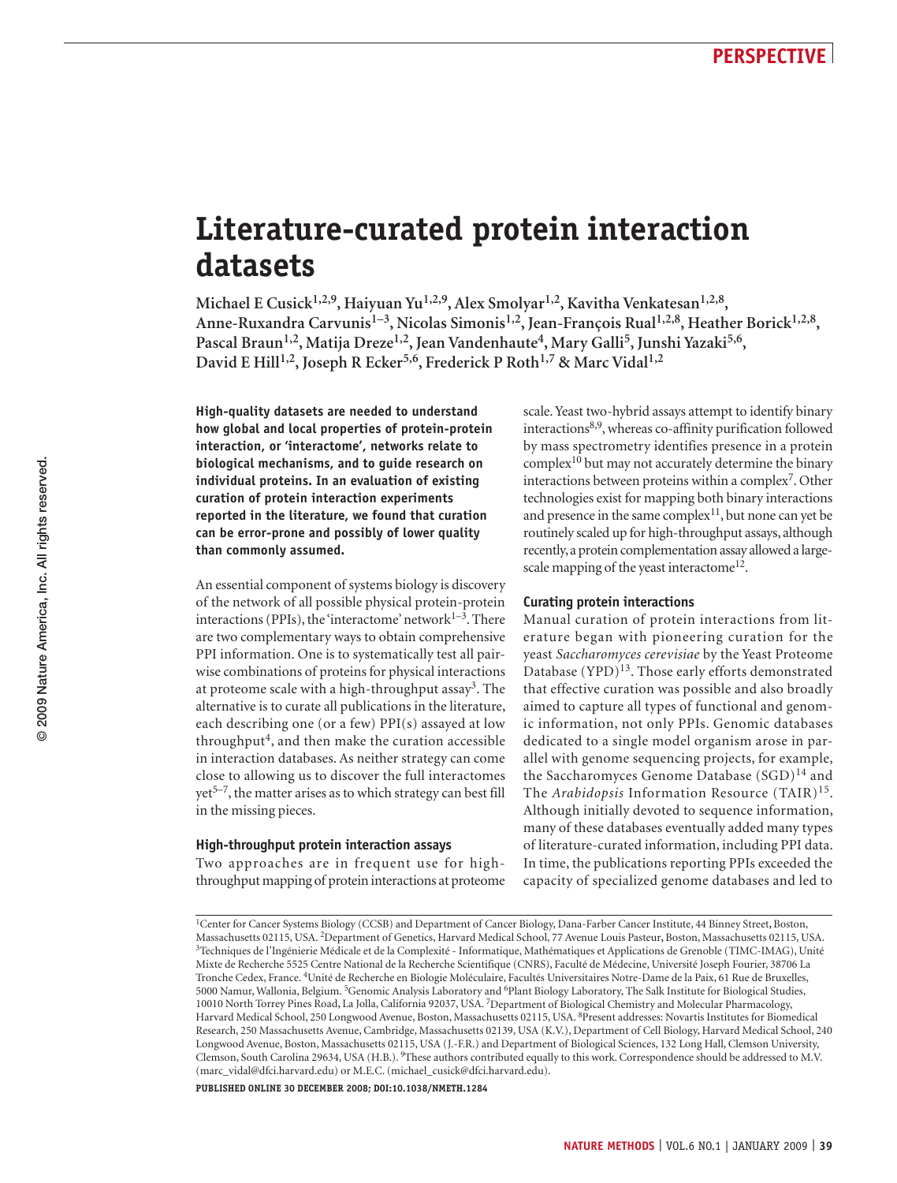PERSPECTIVE

# Literature-curated protein interaction datasets

Michael E Cusick[1,2,9], Haiyuan Yu[1,2,9], Alex Smolyar[1,2], Kavitha Venkatesan[1,2,8], Anne-Ruxandra Carvunis[1–3], Nicolas Simonis[1,2], Jean-François Rual[1,2,8], Heather Borick[1,2,8], Pascal Braun[1,2], Matija Dreze[1,2], Jean Vandenhaute[4], Mary Galli[5], Junshi Yazaki[5,6], David E Hill[1,2], Joseph R Ecker[5,6], Frederick P Roth[1,7] & Marc Vidal[1,2]

**High-quality datasets are needed to understand how global and local properties of protein-protein interaction, or 'interactome', networks relate to biological mechanisms, and to guide research on individual proteins. In an evaluation of existing curation of protein interaction experiments reported in the literature, we found that curation can be error-prone and possibly of lower quality than commonly assumed.**

An essential component of systems biology is discovery of the network of all possible physical protein-protein interactions (PPIs), the 'interactome' network[1–3]. There are two complementary ways to obtain comprehensive PPI information. One is to systematically test all pairwise combinations of proteins for physical interactions at proteome scale with a high-throughput assay[3]. The alternative is to curate all publications in the literature, each describing one (or a few) PPI(s) assayed at low throughput[4], and then make the curation accessible in interaction databases. As neither strategy can come close to allowing us to discover the full interactomes yet[5–7], the matter arises as to which strategy can best fill in the missing pieces.

## High-throughput protein interaction assays

Two approaches are in frequent use for high-throughput mapping of protein interactions at proteome scale. Yeast two-hybrid assays attempt to identify binary interactions[8,9], whereas co-affinity purification followed by mass spectrometry identifies presence in a protein complex[10] but may not accurately determine the binary interactions between proteins within a complex[7]. Other technologies exist for mapping both binary interactions and presence in the same complex[11], but none can yet be routinely scaled up for high-throughput assays, although recently, a protein complementation assay allowed a large-scale mapping of the yeast interactome[12].

## Curating protein interactions

Manual curation of protein interactions from literature began with pioneering curation for the yeast *Saccharomyces cerevisiae* by the Yeast Proteome Database (YPD)[13]. Those early efforts demonstrated that effective curation was possible and also broadly aimed to capture all types of functional and genomic information, not only PPIs. Genomic databases dedicated to a single model organism arose in parallel with genome sequencing projects, for example, the Saccharomyces Genome Database (SGD)[14] and The *Arabidopsis* Information Resource (TAIR)[15]. Although initially devoted to sequence information, many of these databases eventually added many types of literature-curated information, including PPI data. In time, the publications reporting PPIs exceeded the capacity of specialized genome databases and led to

[1]Center for Cancer Systems Biology (CCSB) and Department of Cancer Biology, Dana-Farber Cancer Institute, 44 Binney Street, Boston, Massachusetts 02115, USA. [2]Department of Genetics, Harvard Medical School, 77 Avenue Louis Pasteur, Boston, Massachusetts 02115, USA. [3]Techniques de l'Ingénierie Médicale et de la Complexité - Informatique, Mathématiques et Applications de Grenoble (TIMC-IMAG), Unité Mixte de Recherche 5525 Centre National de la Recherche Scientifique (CNRS), Faculté de Médecine, Université Joseph Fourier, 38706 La Tronche Cedex, France. [4]Unité de Recherche en Biologie Moléculaire, Facultés Universitaires Notre-Dame de la Paix, 61 Rue de Bruxelles, 5000 Namur, Wallonia, Belgium. [5]Genomic Analysis Laboratory and [6]Plant Biology Laboratory, The Salk Institute for Biological Studies, 10010 North Torrey Pines Road, La Jolla, California 92037, USA. [7]Department of Biological Chemistry and Molecular Pharmacology, Harvard Medical School, 250 Longwood Avenue, Boston, Massachusetts 02115, USA. [8]Present addresses: Novartis Institutes for Biomedical Research, 250 Massachusetts Avenue, Cambridge, Massachusetts 02139, USA (K.V.), Department of Cell Biology, Harvard Medical School, 240 Longwood Avenue, Boston, Massachusetts 02115, USA (J.-F.R.) and Department of Biological Sciences, 132 Long Hall, Clemson University, Clemson, South Carolina 29634, USA (H.B.). [9]These authors contributed equally to this work. Correspondence should be addressed to M.V. (marc_vidal@dfci.harvard.edu) or M.E.C. (michael_cusick@dfci.harvard.edu).

**PUBLISHED ONLINE 30 DECEMBER 2008; DOI:10.1038/NMETH.1284**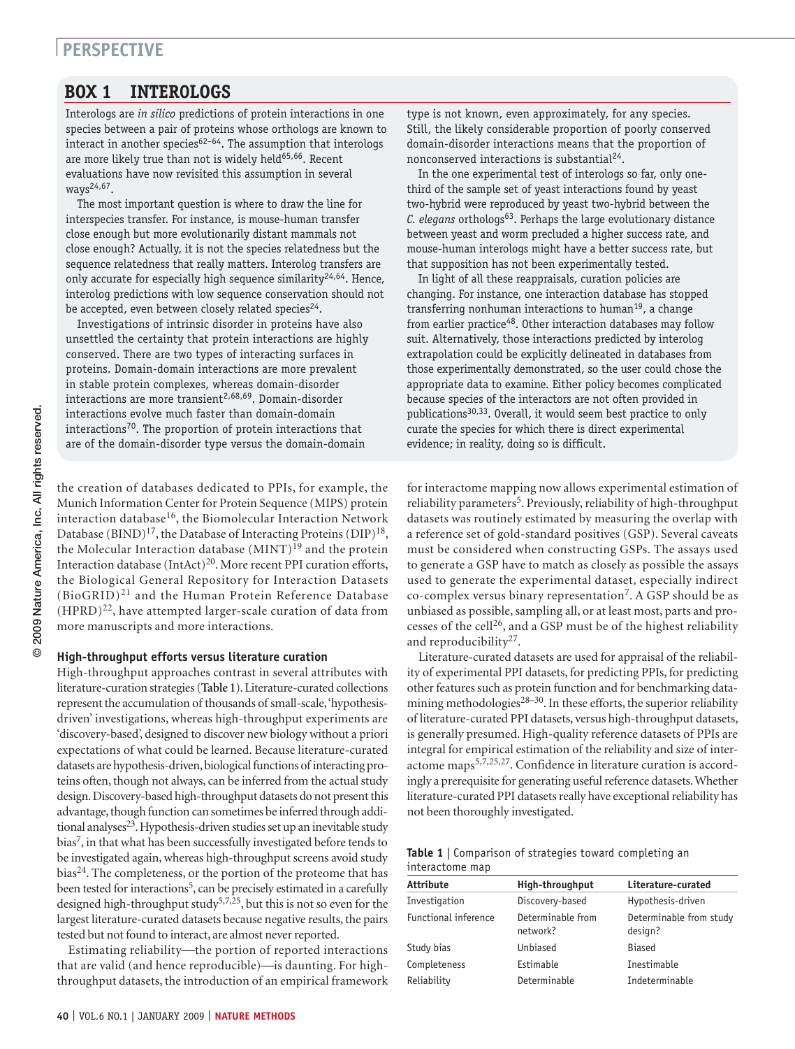## BOX 1 INTEROLOGS

Interologs are *in silico* predictions of protein interactions in one species between a pair of proteins whose orthologs are known to interact in another species[62–64]. The assumption that interologs are more likely true than not is widely held[65,66]. Recent evaluations have now revisited this assumption in several ways[24,67].

The most important question is where to draw the line for interspecies transfer. For instance, is mouse-human transfer close enough but more evolutionarily distant mammals not close enough? Actually, it is not the species relatedness but the sequence relatedness that really matters. Interolog transfers are only accurate for especially high sequence similarity[24,64]. Hence, interolog predictions with low sequence conservation should not be accepted, even between closely related species[24].

Investigations of intrinsic disorder in proteins have also unsettled the certainty that protein interactions are highly conserved. There are two types of interacting surfaces in proteins. Domain-domain interactions are more prevalent in stable protein complexes, whereas domain-disorder interactions are more transient[2,68,69]. Domain-disorder interactions evolve much faster than domain-domain interactions[70]. The proportion of protein interactions that are of the domain-disorder type versus the domain-domain type is not known, even approximately, for any species. Still, the likely considerable proportion of poorly conserved domain-disorder interactions means that the proportion of nonconserved interactions is substantial[24].

In the one experimental test of interologs so far, only one-third of the sample set of yeast interactions found by yeast two-hybrid were reproduced by yeast two-hybrid between the *C. elegans* orthologs[63]. Perhaps the large evolutionary distance between yeast and worm precluded a higher success rate, and mouse-human interologs might have a better success rate, but that supposition has not been experimentally tested.

In light of all these reappraisals, curation policies are changing. For instance, one interaction database has stopped transferring nonhuman interactions to human[19], a change from earlier practice[48]. Other interaction databases may follow suit. Alternatively, those interactions predicted by interolog extrapolation could be explicitly delineated in databases from those experimentally demonstrated, so the user could chose the appropriate data to examine. Either policy becomes complicated because species of the interactors are not often provided in publications[30,33]. Overall, it would seem best practice to only curate the species for which there is direct experimental evidence; in reality, doing so is difficult.

the creation of databases dedicated to PPIs, for example, the Munich Information Center for Protein Sequence (MIPS) protein interaction database[16], the Biomolecular Interaction Network Database (BIND)[17], the Database of Interacting Proteins (DIP)[18], the Molecular Interaction database (MINT)[19] and the protein Interaction database (IntAct)[20]. More recent PPI curation efforts, the Biological General Repository for Interaction Datasets (BioGRID)[21] and the Human Protein Reference Database (HPRD)[22], have attempted larger-scale curation of data from more manuscripts and more interactions.

### High-throughput efforts versus literature curation

High-throughput approaches contrast in several attributes with literature-curation strategies (**Table 1**). Literature-curated collections represent the accumulation of thousands of small-scale, 'hypothesis-driven' investigations, whereas high-throughput experiments are 'discovery-based', designed to discover new biology without a priori expectations of what could be learned. Because literature-curated datasets are hypothesis-driven, biological functions of interacting proteins often, though not always, can be inferred from the actual study design. Discovery-based high-throughput datasets do not present this advantage, though function can sometimes be inferred through additional analyses[23]. Hypothesis-driven studies set up an inevitable study bias[7], in that what has been successfully investigated before tends to be investigated again, whereas high-throughput screens avoid study bias[24]. The completeness, or the portion of the proteome that has been tested for interactions[5], can be precisely estimated in a carefully designed high-throughput study[5,7,25], but this is not so even for the largest literature-curated datasets because negative results, the pairs tested but not found to interact, are almost never reported.

Estimating reliability—the portion of reported interactions that are valid (and hence reproducible)—is daunting. For high-throughput datasets, the introduction of an empirical framework for interactome mapping now allows experimental estimation of reliability parameters[5]. Previously, reliability of high-throughput datasets was routinely estimated by measuring the overlap with a reference set of gold-standard positives (GSP). Several caveats must be considered when constructing GSPs. The assays used to generate a GSP have to match as closely as possible the assays used to generate the experimental dataset, especially indirect co-complex versus binary representation[7]. A GSP should be as unbiased as possible, sampling all, or at least most, parts and processes of the cell[26], and a GSP must be of the highest reliability and reproducibility[27].

Literature-curated datasets are used for appraisal of the reliability of experimental PPI datasets, for predicting PPIs, for predicting other features such as protein function and for benchmarking data-mining methodologies[28–30]. In these efforts, the superior reliability of literature-curated PPI datasets, versus high-throughput datasets, is generally presumed. High-quality reference datasets of PPIs are integral for empirical estimation of the reliability and size of interactome maps[5,7,25,27]. Confidence in literature curation is accordingly a prerequisite for generating useful reference datasets. Whether literature-curated PPI datasets really have exceptional reliability has not been thoroughly investigated.

**Table 1** | Comparison of strategies toward completing an interactome map

| Attribute | High-throughput | Literature-curated |
|---|---|---|
| Investigation | Discovery-based | Hypothesis-driven |
| Functional inference | Determinable from network? | Determinable from study design? |
| Study bias | Unbiased | Biased |
| Completeness | Estimable | Inestimable |
| Reliability | Determinable | Indeterminable |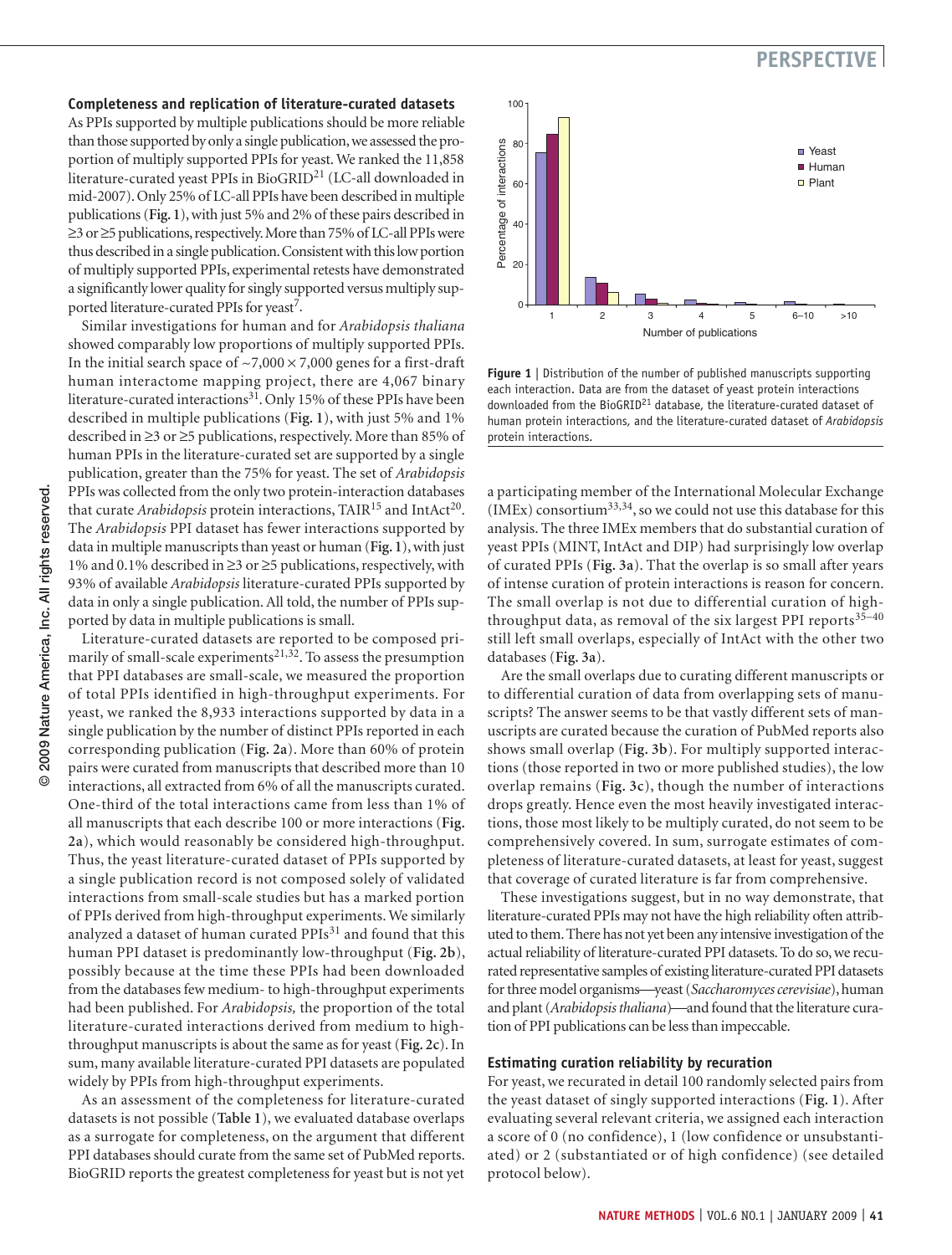### Completeness and replication of literature-curated datasets

As PPIs supported by multiple publications should be more reliable than those supported by only a single publication, we assessed the proportion of multiply supported PPIs for yeast. We ranked the 11,858 literature-curated yeast PPIs in BioGRID[21] (LC-all downloaded in mid-2007). Only 25% of LC-all PPIs have been described in multiple publications (**Fig. 1**), with just 5% and 2% of these pairs described in ≥3 or ≥5 publications, respectively. More than 75% of LC-all PPIs were thus described in a single publication. Consistent with this low portion of multiply supported PPIs, experimental retests have demonstrated a significantly lower quality for singly supported versus multiply supported literature-curated PPIs for yeast[7].

Similar investigations for human and for *Arabidopsis thaliana* showed comparably low proportions of multiply supported PPIs. In the initial search space of ~7,000 × 7,000 genes for a first-draft human interactome mapping project, there are 4,067 binary literature-curated interactions[31]. Only 15% of these PPIs have been described in multiple publications (**Fig. 1**), with just 5% and 1% described in ≥3 or ≥5 publications, respectively. More than 85% of human PPIs in the literature-curated set are supported by a single publication, greater than the 75% for yeast. The set of *Arabidopsis* PPIs was collected from the only two protein-interaction databases that curate *Arabidopsis* protein interactions, TAIR[15] and IntAct[20]. The *Arabidopsis* PPI dataset has fewer interactions supported by data in multiple manuscripts than yeast or human (**Fig. 1**), with just 1% and 0.1% described in ≥3 or ≥5 publications, respectively, with 93% of available *Arabidopsis* literature-curated PPIs supported by data in only a single publication. All told, the number of PPIs supported by data in multiple publications is small.

Literature-curated datasets are reported to be composed primarily of small-scale experiments[21,32]. To assess the presumption that PPI databases are small-scale, we measured the proportion of total PPIs identified in high-throughput experiments. For yeast, we ranked the 8,933 interactions supported by data in a single publication by the number of distinct PPIs reported in each corresponding publication (**Fig. 2a**). More than 60% of protein pairs were curated from manuscripts that described more than 10 interactions, all extracted from 6% of all the manuscripts curated. One-third of the total interactions came from less than 1% of all manuscripts that each describe 100 or more interactions (**Fig. 2a**), which would reasonably be considered high-throughput. Thus, the yeast literature-curated dataset of PPIs supported by a single publication record is not composed solely of validated interactions from small-scale studies but has a marked portion of PPIs derived from high-throughput experiments. We similarly analyzed a dataset of human curated PPIs[31] and found that this human PPI dataset is predominantly low-throughput (**Fig. 2b**), possibly because at the time these PPIs had been downloaded from the databases few medium- to high-throughput experiments had been published. For *Arabidopsis,* the proportion of the total literature-curated interactions derived from medium to high-throughput manuscripts is about the same as for yeast (**Fig. 2c**). In sum, many available literature-curated PPI datasets are populated widely by PPIs from high-throughput experiments.

As an assessment of the completeness for literature-curated datasets is not possible (**Table 1**), we evaluated database overlaps as a surrogate for completeness, on the argument that different PPI databases should curate from the same set of PubMed reports. BioGRID reports the greatest completeness for yeast but is not yet a participating member of the International Molecular Exchange (IMEx) consortium[33,34], so we could not use this database for this analysis. The three IMEx members that do substantial curation of yeast PPIs (MINT, IntAct and DIP) had surprisingly low overlap of curated PPIs (**Fig. 3a**). That the overlap is so small after years of intense curation of protein interactions is reason for concern. The small overlap is not due to differential curation of high-throughput data, as removal of the six largest PPI reports[35–40] still left small overlaps, especially of IntAct with the other two databases (**Fig. 3a**).

Are the small overlaps due to curating different manuscripts or to differential curation of data from overlapping sets of manuscripts? The answer seems to be that vastly different sets of manuscripts are curated because the curation of PubMed reports also shows small overlap (**Fig. 3b**). For multiply supported interactions (those reported in two or more published studies), the low overlap remains (**Fig. 3c**), though the number of interactions drops greatly. Hence even the most heavily investigated interactions, those most likely to be multiply curated, do not seem to be comprehensively covered. In sum, surrogate estimates of completeness of literature-curated datasets, at least for yeast, suggest that coverage of curated literature is far from comprehensive.

These investigations suggest, but in no way demonstrate, that literature-curated PPIs may not have the high reliability often attributed to them. There has not yet been any intensive investigation of the actual reliability of literature-curated PPI datasets. To do so, we recurated representative samples of existing literature-curated PPI datasets for three model organisms—yeast (*Saccharomyces cerevisiae*), human and plant (*Arabidopsis thaliana*)—and found that the literature curation of PPI publications can be less than impeccable.

**Figure 1** | Distribution of the number of published manuscripts supporting each interaction. Data are from the dataset of yeast protein interactions downloaded from the BioGRID[21] database, the literature-curated dataset of human protein interactions, and the literature-curated dataset of *Arabidopsis* protein interactions.

### Estimating curation reliability by recuration

For yeast, we recurated in detail 100 randomly selected pairs from the yeast dataset of singly supported interactions (**Fig. 1**). After evaluating several relevant criteria, we assigned each interaction a score of 0 (no confidence), 1 (low confidence or unsubstantiated) or 2 (substantiated or of high confidence) (see detailed protocol below).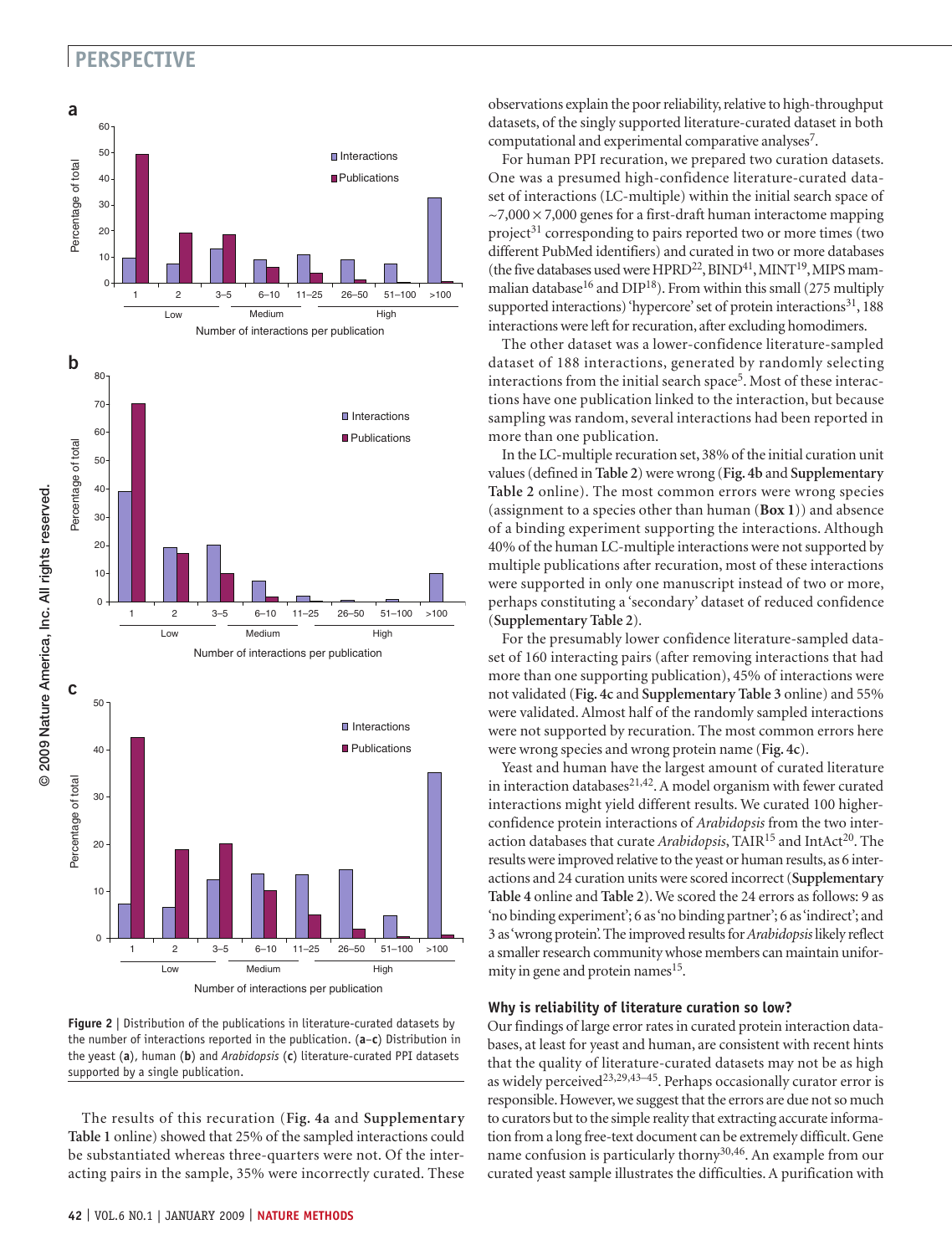Figure 2 | Distribution of the publications in literature-curated datasets by the number of interactions reported in the publication. (**a**–**c**) Distribution in the yeast (**a**), human (**b**) and *Arabidopsis* (**c**) literature-curated PPI datasets supported by a single publication.

The results of this recuration (**Fig. 4a** and **Supplementary Table 1** online) showed that 25% of the sampled interactions could be substantiated whereas three-quarters were not. Of the interacting pairs in the sample, 35% were incorrectly curated. These observations explain the poor reliability, relative to high-throughput datasets, of the singly supported literature-curated dataset in both computational and experimental comparative analyses[7].

For human PPI recuration, we prepared two curation datasets. One was a presumed high-confidence literature-curated dataset of interactions (LC-multiple) within the initial search space of ~7,000 × 7,000 genes for a first-draft human interactome mapping project[31] corresponding to pairs reported two or more times (two different PubMed identifiers) and curated in two or more databases (the five databases used were HPRD[22], BIND[41], MINT[19], MIPS mammalian database[16] and DIP[18]). From within this small (275 multiply supported interactions) 'hypercore' set of protein interactions[31], 188 interactions were left for recuration, after excluding homodimers.

The other dataset was a lower-confidence literature-sampled dataset of 188 interactions, generated by randomly selecting interactions from the initial search space[5]. Most of these interactions have one publication linked to the interaction, but because sampling was random, several interactions had been reported in more than one publication.

In the LC-multiple recuration set, 38% of the initial curation unit values (defined in **Table 2**) were wrong (**Fig. 4b** and **Supplementary Table 2** online). The most common errors were wrong species (assignment to a species other than human (**Box 1**)) and absence of a binding experiment supporting the interactions. Although 40% of the human LC-multiple interactions were not supported by multiple publications after recuration, most of these interactions were supported in only one manuscript instead of two or more, perhaps constituting a 'secondary' dataset of reduced confidence (**Supplementary Table 2**).

For the presumably lower confidence literature-sampled dataset of 160 interacting pairs (after removing interactions that had more than one supporting publication), 45% of interactions were not validated (**Fig. 4c** and **Supplementary Table 3** online) and 55% were validated. Almost half of the randomly sampled interactions were not supported by recuration. The most common errors here were wrong species and wrong protein name (**Fig. 4c**).

Yeast and human have the largest amount of curated literature in interaction databases[21,42]. A model organism with fewer curated interactions might yield different results. We curated 100 higher-confidence protein interactions of *Arabidopsis* from the two interaction databases that curate *Arabidopsis*, TAIR[15] and IntAct[20]. The results were improved relative to the yeast or human results, as 6 interactions and 24 curation units were scored incorrect (**Supplementary Table 4** online and **Table 2**). We scored the 24 errors as follows: 9 as 'no binding experiment'; 6 as 'no binding partner'; 6 as 'indirect'; and 3 as 'wrong protein'. The improved results for *Arabidopsis* likely reflect a smaller research community whose members can maintain uniformity in gene and protein names[15].

## Why is reliability of literature curation so low?

Our findings of large error rates in curated protein interaction databases, at least for yeast and human, are consistent with recent hints that the quality of literature-curated datasets may not be as high as widely perceived[23,29,43–45]. Perhaps occasionally curator error is responsible. However, we suggest that the errors are due not so much to curators but to the simple reality that extracting accurate information from a long free-text document can be extremely difficult. Gene name confusion is particularly thorny[30,46]. An example from our curated yeast sample illustrates the difficulties. A purification with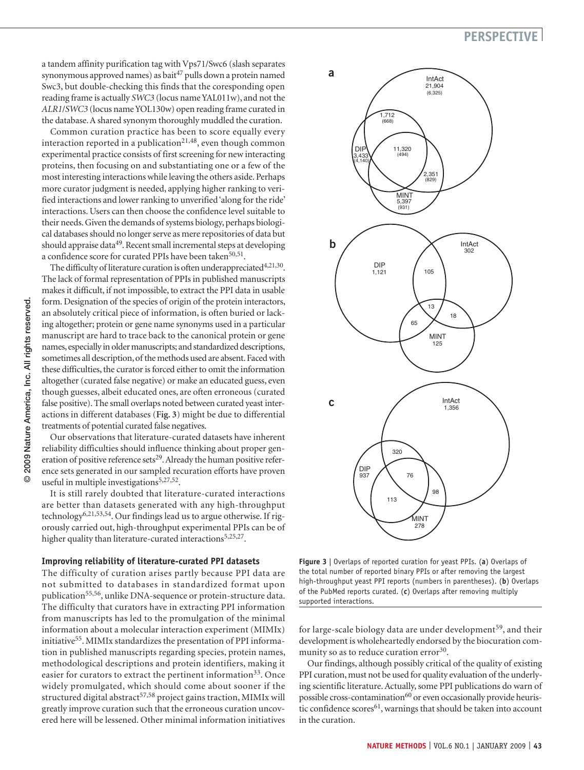a tandem affinity purification tag with Vps71/Swc6 (slash separates synonymous approved names) as bait[47] pulls down a protein named Swc3, but double-checking this finds that the coresponding open reading frame is actually *SWC3* (locus name YAL011w), and not the *ALR1*/*SWC3* (locus name YOL130w) open reading frame curated in the database. A shared synonym thoroughly muddled the curation.

Common curation practice has been to score equally every interaction reported in a publication[21,48], even though common experimental practice consists of first screening for new interacting proteins, then focusing on and substantiating one or a few of the most interesting interactions while leaving the others aside. Perhaps more curator judgment is needed, applying higher ranking to verified interactions and lower ranking to unverified 'along for the ride' interactions. Users can then choose the confidence level suitable to their needs. Given the demands of systems biology, perhaps biological databases should no longer serve as mere repositories of data but should appraise data[49]. Recent small incremental steps at developing a confidence score for curated PPIs have been taken[50,51].

The difficulty of literature curation is often underappreciated[4,21,30]. The lack of formal representation of PPIs in published manuscripts makes it difficult, if not impossible, to extract the PPI data in usable form. Designation of the species of origin of the protein interactors, an absolutely critical piece of information, is often buried or lacking altogether; protein or gene name synonyms used in a particular manuscript are hard to trace back to the canonical protein or gene names, especially in older manuscripts; and standardized descriptions, sometimes all description, of the methods used are absent. Faced with these difficulties, the curator is forced either to omit the information altogether (curated false negative) or make an educated guess, even though guesses, albeit educated ones, are often erroneous (curated false positive). The small overlaps noted between curated yeast interactions in different databases (**Fig. 3**) might be due to differential treatments of potential curated false negatives.

Our observations that literature-curated datasets have inherent reliability difficulties should influence thinking about proper generation of positive reference sets[29]. Already the human positive reference sets generated in our sampled recuration efforts have proven useful in multiple investigations[5,27,52].

It is still rarely doubted that literature-curated interactions are better than datasets generated with any high-throughput technology[6,21,53,54]. Our findings lead us to argue otherwise. If rigorously carried out, high-throughput experimental PPIs can be of higher quality than literature-curated interactions[5,25,27].

### Improving reliability of literature-curated PPI datasets

The difficulty of curation arises partly because PPI data are not submitted to databases in standardized format upon publication[55,56], unlike DNA-sequence or protein-structure data. The difficulty that curators have in extracting PPI information from manuscripts has led to the promulgation of the minimal information about a molecular interaction experiment (MIMIx) initiative[55]. MIMIx standardizes the presentation of PPI information in published manuscripts regarding species, protein names, methodological descriptions and protein identifiers, making it easier for curators to extract the pertinent information[33]. Once widely promulgated, which should come about sooner if the structured digital abstract[57,58] project gains traction, MIMIx will greatly improve curation such that the erroneous curation uncovered here will be lessened. Other minimal information initiatives for large-scale biology data are under development[59], and their development is wholeheartedly endorsed by the biocuration community so as to reduce curation error[30].

Our findings, although possibly critical of the quality of existing PPI curation, must not be used for quality evaluation of the underlying scientific literature. Actually, some PPI publications do warn of possible cross-contamination[60] or even occasionally provide heuristic confidence scores[61], warnings that should be taken into account in the curation.

**Figure 3** | Overlaps of reported curation for yeast PPIs. (**a**) Overlaps of the total number of reported binary PPIs or after removing the largest high-throughput yeast PPI reports (numbers in parentheses). (**b**) Overlaps of the PubMed reports curated. (**c**) Overlaps after removing multiply supported interactions.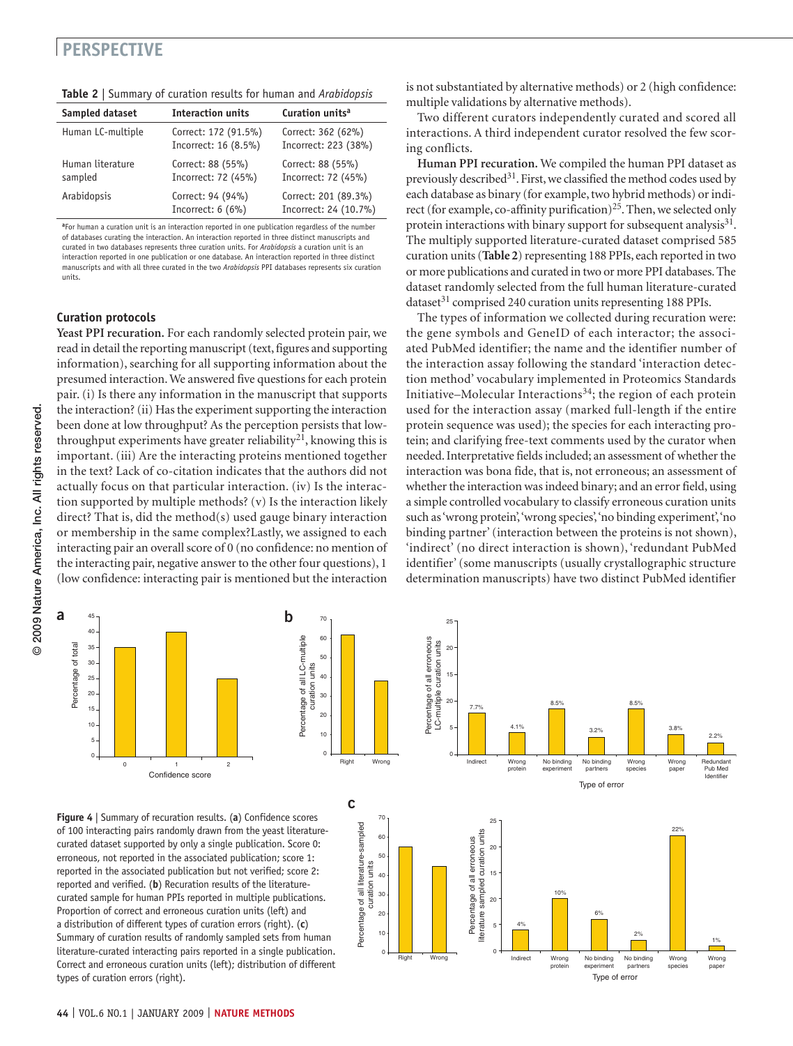**Table 2** | Summary of curation results for human and *Arabidopsis*

| Sampled dataset | Interaction units | Curation units[a] |
|---|---|---|
| Human LC-multiple | Correct: 172 (91.5%)<br>Incorrect: 16 (8.5%) | Correct: 362 (62%)<br>Incorrect: 223 (38%) |
| Human literature sampled | Correct: 88 (55%)<br>Incorrect: 72 (45%) | Correct: 88 (55%)<br>Incorrect: 72 (45%) |
| Arabidopsis | Correct: 94 (94%)<br>Incorrect: 6 (6%) | Correct: 201 (89.3%)<br>Incorrect: 24 (10.7%) |

[a]For human a curation unit is an interaction reported in one publication regardless of the number of databases curating the interaction. An interaction reported in three distinct manuscripts and curated in two databases represents three curation units. For *Arabidopsis* a curation unit is an interaction reported in one publication or one database. An interaction reported in three distinct manuscripts and with all three curated in the two *Arabidopsis* PPI databases represents six curation units.

### Curation protocols

**Yeast PPI recuration.** For each randomly selected protein pair, we read in detail the reporting manuscript (text, figures and supporting information), searching for all supporting information about the presumed interaction. We answered five questions for each protein pair. (i) Is there any information in the manuscript that supports the interaction? (ii) Has the experiment supporting the interaction been done at low throughput? As the perception persists that low-throughput experiments have greater reliability[21], knowing this is important. (iii) Are the interacting proteins mentioned together in the text? Lack of co-citation indicates that the authors did not actually focus on that particular interaction. (iv) Is the interaction supported by multiple methods? (v) Is the interaction likely direct? That is, did the method(s) used gauge binary interaction or membership in the same complex?Lastly, we assigned to each interacting pair an overall score of 0 (no confidence: no mention of the interacting pair, negative answer to the other four questions), 1 (low confidence: interacting pair is mentioned but the interaction is not substantiated by alternative methods) or 2 (high confidence: multiple validations by alternative methods).

Two different curators independently curated and scored all interactions. A third independent curator resolved the few scoring conflicts.

**Human PPI recuration.** We compiled the human PPI dataset as previously described[31]. First, we classified the method codes used by each database as binary (for example, two hybrid methods) or indirect (for example, co-affinity purification)[25]. Then, we selected only protein interactions with binary support for subsequent analysis[31]. The multiply supported literature-curated dataset comprised 585 curation units (**Table 2**) representing 188 PPIs, each reported in two or more publications and curated in two or more PPI databases. The dataset randomly selected from the full human literature-curated dataset[31] comprised 240 curation units representing 188 PPIs.

The types of information we collected during recuration were: the gene symbols and GeneID of each interactor; the associated PubMed identifier; the name and the identifier number of the interaction assay following the standard 'interaction detection method' vocabulary implemented in Proteomics Standards Initiative–Molecular Interactions[34]; the region of each protein used for the interaction assay (marked full-length if the entire protein sequence was used); the species for each interacting protein; and clarifying free-text comments used by the curator when needed. Interpretative fields included; an assessment of whether the interaction was bona fide, that is, not erroneous; an assessment of whether the interaction was indeed binary; and an error field, using a simple controlled vocabulary to classify erroneous curation units such as 'wrong protein', 'wrong species', 'no binding experiment', 'no binding partner' (interaction between the proteins is not shown), 'indirect' (no direct interaction is shown), 'redundant PubMed identifier' (some manuscripts (usually crystallographic structure determination manuscripts) have two distinct PubMed identifier

**Figure 4** | Summary of recuration results. (**a**) Confidence scores of 100 interacting pairs randomly drawn from the yeast literature-curated dataset supported by only a single publication. Score 0: erroneous, not reported in the associated publication; score 1: reported in the associated publication but not verified; score 2: reported and verified. (**b**) Recuration results of the literature-curated sample for human PPIs reported in multiple publications. Proportion of correct and erroneous curation units (left) and a distribution of different types of curation errors (right). (**c**) Summary of curation results of randomly sampled sets from human literature-curated interacting pairs reported in a single publication. Correct and erroneous curation units (left); distribution of different types of curation errors (right).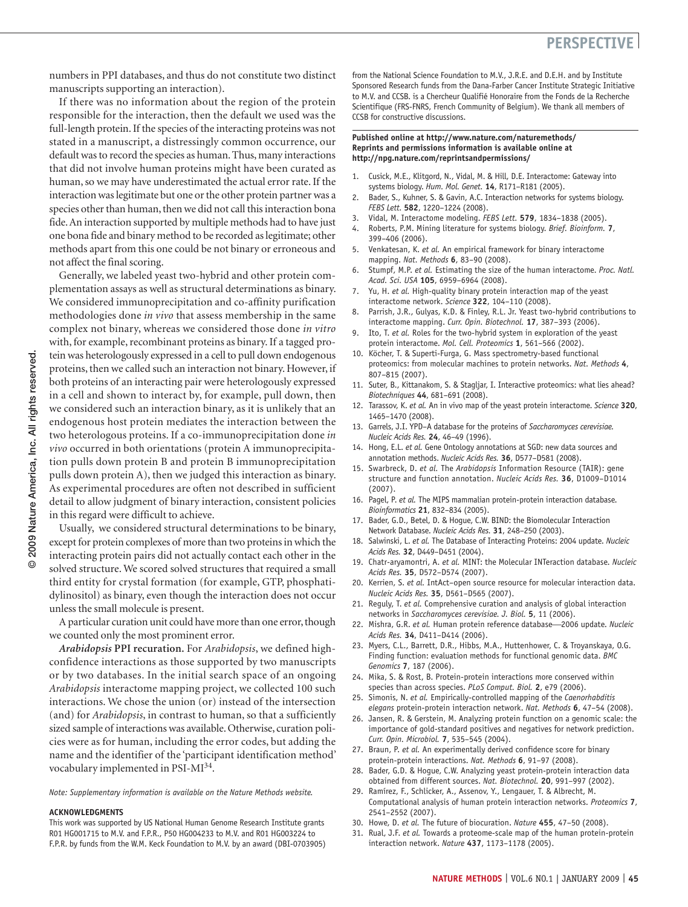numbers in PPI databases, and thus do not constitute two distinct manuscripts supporting an interaction).

If there was no information about the region of the protein responsible for the interaction, then the default we used was the full-length protein. If the species of the interacting proteins was not stated in a manuscript, a distressingly common occurrence, our default was to record the species as human. Thus, many interactions that did not involve human proteins might have been curated as human, so we may have underestimated the actual error rate. If the interaction was legitimate but one or the other protein partner was a species other than human, then we did not call this interaction bona fide. An interaction supported by multiple methods had to have just one bona fide and binary method to be recorded as legitimate; other methods apart from this one could be not binary or erroneous and not affect the final scoring.

Generally, we labeled yeast two-hybrid and other protein complementation assays as well as structural determinations as binary. We considered immunoprecipitation and co-affinity purification methodologies done *in vivo* that assess membership in the same complex not binary, whereas we considered those done *in vitro* with, for example, recombinant proteins as binary. If a tagged protein was heterologously expressed in a cell to pull down endogenous proteins, then we called such an interaction not binary. However, if both proteins of an interacting pair were heterologously expressed in a cell and shown to interact by, for example, pull down, then we considered such an interaction binary, as it is unlikely that an endogenous host protein mediates the interaction between the two heterologous proteins. If a co-immunoprecipitation done *in vivo* occurred in both orientations (protein A immunoprecipitation pulls down protein B and protein B immunoprecipitation pulls down protein A), then we judged this interaction as binary. As experimental procedures are often not described in sufficient detail to allow judgment of binary interaction, consistent policies in this regard were difficult to achieve.

Usually, we considered structural determinations to be binary, except for protein complexes of more than two proteins in which the interacting protein pairs did not actually contact each other in the solved structure. We scored solved structures that required a small third entity for crystal formation (for example, GTP, phosphatidylinositol) as binary, even though the interaction does not occur unless the small molecule is present.

A particular curation unit could have more than one error, though we counted only the most prominent error.

***Arabidopsis* PPI recuration.** For *Arabidopsis*, we defined high-confidence interactions as those supported by two manuscripts or by two databases. In the initial search space of an ongoing *Arabidopsis* interactome mapping project, we collected 100 such interactions. We chose the union (or) instead of the intersection (and) for *Arabidopsis*, in contrast to human, so that a sufficiently sized sample of interactions was available. Otherwise, curation policies were as for human, including the error codes, but adding the name and the identifier of the 'participant identification method' vocabulary implemented in PSI-MI[34].

*Note: Supplementary information is available on the Nature Methods website.*

#### ACKNOWLEDGMENTS

This work was supported by US National Human Genome Research Institute grants R01 HG001715 to M.V. and F.P.R., P50 HG004233 to M.V. and R01 HG003224 to F.P.R. by funds from the W.M. Keck Foundation to M.V. by an award (DBI-0703905) from the National Science Foundation to M.V., J.R.E. and D.E.H. and by Institute Sponsored Research funds from the Dana-Farber Cancer Institute Strategic Initiative to M.V. and CCSB. is a Chercheur Qualifié Honoraire from the Fonds de la Recherche Scientifique (FRS-FNRS, French Community of Belgium). We thank all members of CCSB for constructive discussions.

**Published online at http://www.nature.com/naturemethods/**
**Reprints and permissions information is available online at http://npg.nature.com/reprintsandpermissions/**

1. Cusick, M.E., Klitgord, N., Vidal, M. & Hill, D.E. Interactome: Gateway into systems biology. *Hum. Mol. Genet.* **14**, R171–R181 (2005).
2. Bader, S., Kuhner, S. & Gavin, A.C. Interaction networks for systems biology. *FEBS Lett.* **582**, 1220–1224 (2008).
3. Vidal, M. Interactome modeling. *FEBS Lett.* **579**, 1834–1838 (2005).
4. Roberts, P.M. Mining literature for systems biology. *Brief. Bioinform.* **7**, 399–406 (2006).
5. Venkatesan, K. *et al.* An empirical framework for binary interactome mapping. *Nat. Methods* **6**, 83–90 (2008).
6. Stumpf, M.P. *et al.* Estimating the size of the human interactome. *Proc. Natl. Acad. Sci. USA* **105**, 6959–6964 (2008).
7. Yu, H. *et al.* High-quality binary protein interaction map of the yeast interactome network. *Science* **322**, 104–110 (2008).
8. Parrish, J.R., Gulyas, K.D. & Finley, R.L. Jr. Yeast two-hybrid contributions to interactome mapping. *Curr. Opin. Biotechnol.* **17**, 387–393 (2006).
9. Ito, T. *et al.* Roles for the two-hybrid system in exploration of the yeast protein interactome. *Mol. Cell. Proteomics* **1**, 561–566 (2002).
10. Köcher, T. & Superti-Furga, G. Mass spectrometry-based functional proteomics: from molecular machines to protein networks. *Nat. Methods* **4**, 807–815 (2007).
11. Suter, B., Kittanakom, S. & Stagljar, I. Interactive proteomics: what lies ahead? *Biotechniques* **44**, 681–691 (2008).
12. Tarassov, K. *et al.* An in vivo map of the yeast protein interactome. *Science* **320**, 1465–1470 (2008).
13. Garrels, J.I. YPD–A database for the proteins of *Saccharomyces cerevisiae. Nucleic Acids Res.* **24**, 46–49 (1996).
14. Hong, E.L. *et al.* Gene Ontology annotations at SGD: new data sources and annotation methods. *Nucleic Acids Res.* **36**, D577–D581 (2008).
15. Swarbreck, D. *et al.* The *Arabidopsis* Information Resource (TAIR): gene structure and function annotation. *Nucleic Acids Res.* **36**, D1009–D1014 (2007).
16. Pagel, P. *et al.* The MIPS mammalian protein-protein interaction database. *Bioinformatics* **21**, 832–834 (2005).
17. Bader, G.D., Betel, D. & Hogue, C.W. BIND: the Biomolecular Interaction Network Database. *Nucleic Acids Res.* **31**, 248–250 (2003).
18. Salwinski, L. *et al.* The Database of Interacting Proteins: 2004 update. *Nucleic Acids Res.* **32**, D449–D451 (2004).
19. Chatr-aryamontri, A. *et al.* MINT: the Molecular INTeraction database. *Nucleic Acids Res.* **35**, D572–D574 (2007).
20. Kerrien, S. *et al.* IntAct–open source resource for molecular interaction data. *Nucleic Acids Res.* **35**, D561–D565 (2007).
21. Reguly, T. *et al.* Comprehensive curation and analysis of global interaction networks in *Saccharomyces cerevisiae. J. Biol.* **5**, 11 (2006).
22. Mishra, G.R. *et al.* Human protein reference database—2006 update. *Nucleic Acids Res.* **34**, D411–D414 (2006).
23. Myers, C.L., Barrett, D.R., Hibbs, M.A., Huttenhower, C. & Troyanskaya, O.G. Finding function: evaluation methods for functional genomic data. *BMC Genomics* **7**, 187 (2006).
24. Mika, S. & Rost, B. Protein-protein interactions more conserved within species than across species. *PLoS Comput. Biol.* **2**, e79 (2006).
25. Simonis, N. *et al.* Empirically-controlled mapping of the *Caenorhabditis elegans* protein-protein interaction network. *Nat. Methods* **6**, 47–54 (2008).
26. Jansen, R. & Gerstein, M. Analyzing protein function on a genomic scale: the importance of gold-standard positives and negatives for network prediction. *Curr. Opin. Microbiol.* **7**, 535–545 (2004).
27. Braun, P. *et al.* An experimentally derived confidence score for binary protein-protein interactions. *Nat. Methods* **6**, 91–97 (2008).
28. Bader, G.D. & Hogue, C.W. Analyzing yeast protein-protein interaction data obtained from different sources. *Nat. Biotechnol.* **20**, 991–997 (2002).
29. Ramírez, F., Schlicker, A., Assenov, Y., Lengauer, T. & Albrecht, M. Computational analysis of human protein interaction networks. *Proteomics* **7**, 2541–2552 (2007).
30. Howe, D. *et al.* The future of biocuration. *Nature* **455**, 47–50 (2008).
31. Rual, J.F. *et al.* Towards a proteome-scale map of the human protein-protein interaction network. *Nature* **437**, 1173–1178 (2005).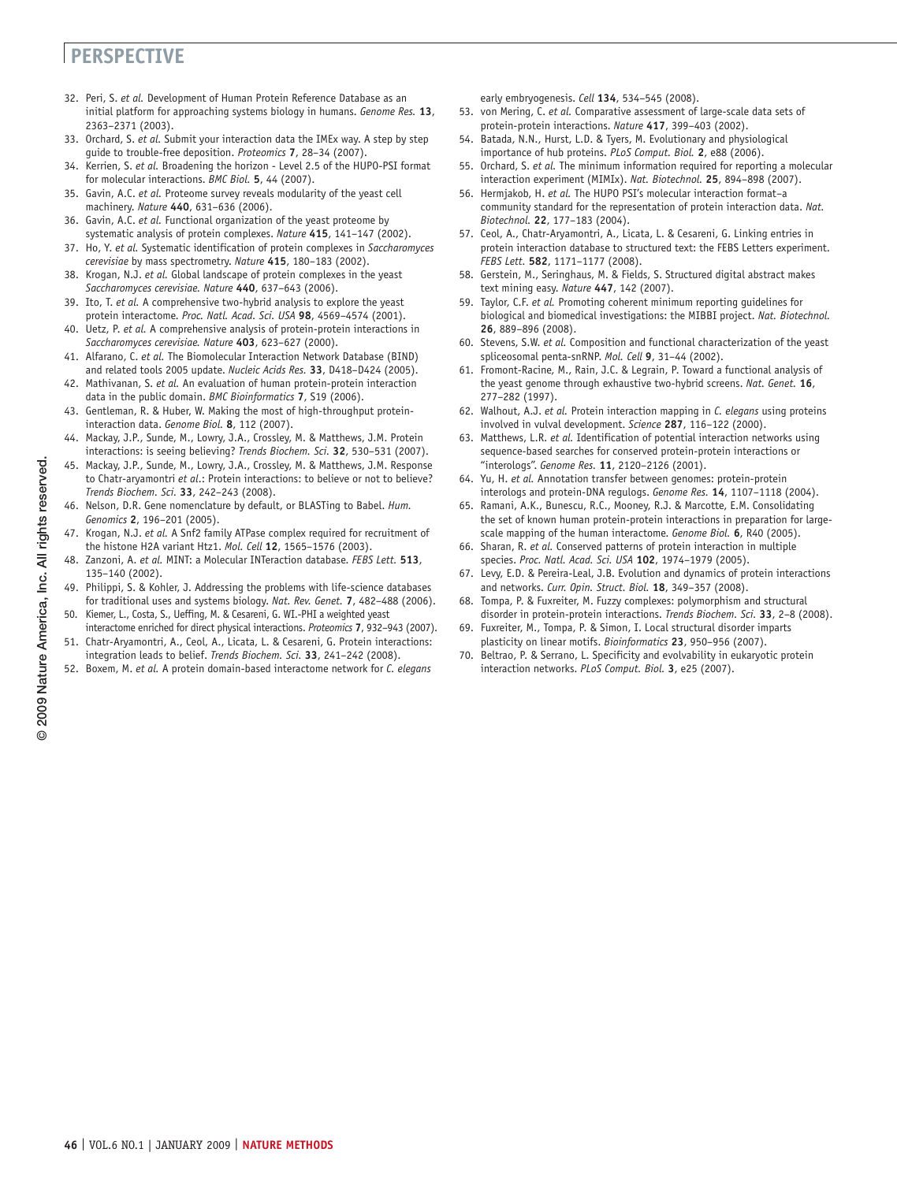32. Peri, S. *et al.* Development of Human Protein Reference Database as an initial platform for approaching systems biology in humans. *Genome Res.* **13**, 2363–2371 (2003).
33. Orchard, S. *et al.* Submit your interaction data the IMEx way. A step by step guide to trouble-free deposition. *Proteomics* **7**, 28–34 (2007).
34. Kerrien, S. *et al.* Broadening the horizon - Level 2.5 of the HUPO-PSI format for molecular interactions. *BMC Biol.* **5**, 44 (2007).
35. Gavin, A.C. *et al.* Proteome survey reveals modularity of the yeast cell machinery. *Nature* **440**, 631–636 (2006).
36. Gavin, A.C. *et al.* Functional organization of the yeast proteome by systematic analysis of protein complexes. *Nature* **415**, 141–147 (2002).
37. Ho, Y. *et al.* Systematic identification of protein complexes in *Saccharomyces cerevisiae* by mass spectrometry. *Nature* **415**, 180–183 (2002).
38. Krogan, N.J. *et al.* Global landscape of protein complexes in the yeast *Saccharomyces cerevisiae*. *Nature* **440**, 637–643 (2006).
39. Ito, T. *et al.* A comprehensive two-hybrid analysis to explore the yeast protein interactome. *Proc. Natl. Acad. Sci. USA* **98**, 4569–4574 (2001).
40. Uetz, P. *et al.* A comprehensive analysis of protein-protein interactions in *Saccharomyces cerevisiae*. *Nature* **403**, 623–627 (2000).
41. Alfarano, C. *et al.* The Biomolecular Interaction Network Database (BIND) and related tools 2005 update. *Nucleic Acids Res.* **33**, D418–D424 (2005).
42. Mathivanan, S. *et al.* An evaluation of human protein-protein interaction data in the public domain. *BMC Bioinformatics* **7**, S19 (2006).
43. Gentleman, R. & Huber, W. Making the most of high-throughput protein-interaction data. *Genome Biol.* **8**, 112 (2007).
44. Mackay, J.P., Sunde, M., Lowry, J.A., Crossley, M. & Matthews, J.M. Protein interactions: is seeing believing? *Trends Biochem. Sci.* **32**, 530–531 (2007).
45. Mackay, J.P., Sunde, M., Lowry, J.A., Crossley, M. & Matthews, J.M. Response to Chatr-aryamontri *et al.*: Protein interactions: to believe or not to believe? *Trends Biochem. Sci.* **33**, 242–243 (2008).
46. Nelson, D.R. Gene nomenclature by default, or BLASTing to Babel. *Hum. Genomics* **2**, 196–201 (2005).
47. Krogan, N.J. *et al.* A Snf2 family ATPase complex required for recruitment of the histone H2A variant Htz1. *Mol. Cell* **12**, 1565–1576 (2003).
48. Zanzoni, A. *et al.* MINT: a Molecular INTeraction database. *FEBS Lett.* **513**, 135–140 (2002).
49. Philippi, S. & Kohler, J. Addressing the problems with life-science databases for traditional uses and systems biology. *Nat. Rev. Genet.* **7**, 482–488 (2006).
50. Kiemer, L., Costa, S., Ueffing, M. & Cesareni, G. WI-PHI a weighted yeast interactome enriched for direct physical interactions. *Proteomics* **7**, 932–943 (2007).
51. Chatr-Aryamontri, A., Ceol, A., Licata, L. & Cesareni, G. Protein interactions: integration leads to belief. *Trends Biochem. Sci.* **33**, 241–242 (2008).
52. Boxem, M. *et al.* A protein domain-based interactome network for *C. elegans* early embryogenesis. *Cell* **134**, 534–545 (2008).
53. von Mering, C. *et al.* Comparative assessment of large-scale data sets of protein-protein interactions. *Nature* **417**, 399–403 (2002).
54. Batada, N.N., Hurst, L.D. & Tyers, M. Evolutionary and physiological importance of hub proteins. *PLoS Comput. Biol.* **2**, e88 (2006).
55. Orchard, S. *et al.* The minimum information required for reporting a molecular interaction experiment (MIMIx). *Nat. Biotechnol.* **25**, 894–898 (2007).
56. Hermjakob, H. *et al.* The HUPO PSI's molecular interaction format–a community standard for the representation of protein interaction data. *Nat. Biotechnol.* **22**, 177–183 (2004).
57. Ceol, A., Chatr-Aryamontri, A., Licata, L. & Cesareni, G. Linking entries in protein interaction database to structured text: the FEBS Letters experiment. *FEBS Lett.* **582**, 1171–1177 (2008).
58. Gerstein, M., Seringhaus, M. & Fields, S. Structured digital abstract makes text mining easy. *Nature* **447**, 142 (2007).
59. Taylor, C.F. *et al.* Promoting coherent minimum reporting guidelines for biological and biomedical investigations: the MIBBI project. *Nat. Biotechnol.* **26**, 889–896 (2008).
60. Stevens, S.W. *et al.* Composition and functional characterization of the yeast spliceosomal penta-snRNP. *Mol. Cell* **9**, 31–44 (2002).
61. Fromont-Racine, M., Rain, J.C. & Legrain, P. Toward a functional analysis of the yeast genome through exhaustive two-hybrid screens. *Nat. Genet.* **16**, 277–282 (1997).
62. Walhout, A.J. *et al.* Protein interaction mapping in *C. elegans* using proteins involved in vulval development. *Science* **287**, 116–122 (2000).
63. Matthews, L.R. *et al.* Identification of potential interaction networks using sequence-based searches for conserved protein-protein interactions or "interologs". *Genome Res.* **11**, 2120–2126 (2001).
64. Yu, H. *et al.* Annotation transfer between genomes: protein-protein interologs and protein-DNA regulogs. *Genome Res.* **14**, 1107–1118 (2004).
65. Ramani, A.K., Bunescu, R.C., Mooney, R.J. & Marcotte, E.M. Consolidating the set of known human protein-protein interactions in preparation for large-scale mapping of the human interactome. *Genome Biol.* **6**, R40 (2005).
66. Sharan, R. *et al.* Conserved patterns of protein interaction in multiple species. *Proc. Natl. Acad. Sci. USA* **102**, 1974–1979 (2005).
67. Levy, E.D. & Pereira-Leal, J.B. Evolution and dynamics of protein interactions and networks. *Curr. Opin. Struct. Biol.* **18**, 349–357 (2008).
68. Tompa, P. & Fuxreiter, M. Fuzzy complexes: polymorphism and structural disorder in protein-protein interactions. *Trends Biochem. Sci.* **33**, 2–8 (2008).
69. Fuxreiter, M., Tompa, P. & Simon, I. Local structural disorder imparts plasticity on linear motifs. *Bioinformatics* **23**, 950–956 (2007).
70. Beltrao, P. & Serrano, L. Specificity and evolvability in eukaryotic protein interaction networks. *PLoS Comput. Biol.* **3**, e25 (2007).